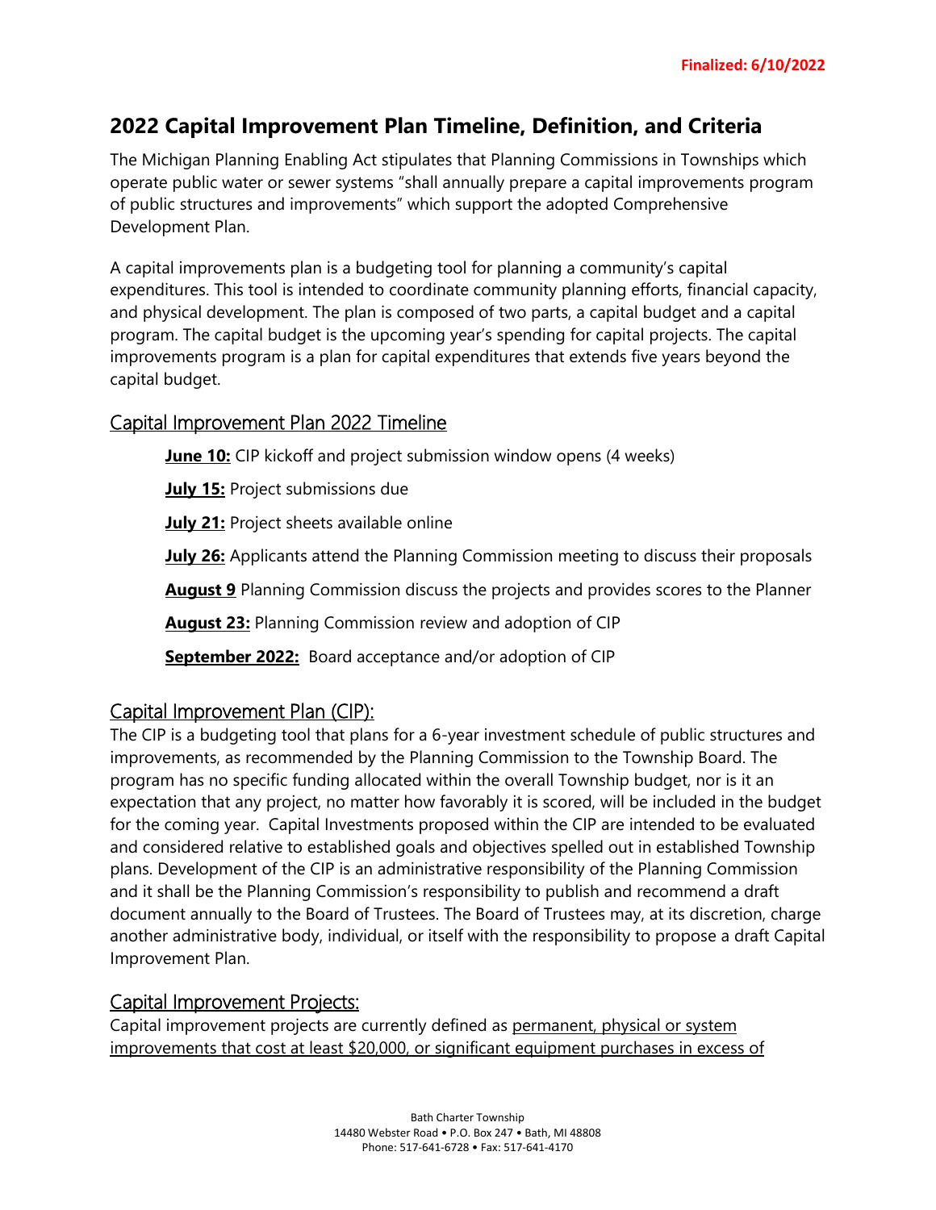**Finalized: 6/10/2022**

# 2022 Capital Improvement Plan Timeline, Definition, and Criteria

The Michigan Planning Enabling Act stipulates that Planning Commissions in Townships which operate public water or sewer systems "shall annually prepare a capital improvements program of public structures and improvements" which support the adopted Comprehensive Development Plan.

A capital improvements plan is a budgeting tool for planning a community's capital expenditures. This tool is intended to coordinate community planning efforts, financial capacity, and physical development. The plan is composed of two parts, a capital budget and a capital program. The capital budget is the upcoming year's spending for capital projects. The capital improvements program is a plan for capital expenditures that extends five years beyond the capital budget.

## Capital Improvement Plan 2022 Timeline

**June 10:** CIP kickoff and project submission window opens (4 weeks)

**July 15:** Project submissions due

**July 21:** Project sheets available online

**July 26:** Applicants attend the Planning Commission meeting to discuss their proposals

**August 9** Planning Commission discuss the projects and provides scores to the Planner

**August 23:** Planning Commission review and adoption of CIP

**September 2022:** Board acceptance and/or adoption of CIP

## Capital Improvement Plan (CIP):

The CIP is a budgeting tool that plans for a 6-year investment schedule of public structures and improvements, as recommended by the Planning Commission to the Township Board. The program has no specific funding allocated within the overall Township budget, nor is it an expectation that any project, no matter how favorably it is scored, will be included in the budget for the coming year. Capital Investments proposed within the CIP are intended to be evaluated and considered relative to established goals and objectives spelled out in established Township plans. Development of the CIP is an administrative responsibility of the Planning Commission and it shall be the Planning Commission's responsibility to publish and recommend a draft document annually to the Board of Trustees. The Board of Trustees may, at its discretion, charge another administrative body, individual, or itself with the responsibility to propose a draft Capital Improvement Plan.

## Capital Improvement Projects:

Capital improvement projects are currently defined as permanent, physical or system improvements that cost at least $20,000, or significant equipment purchases in excess of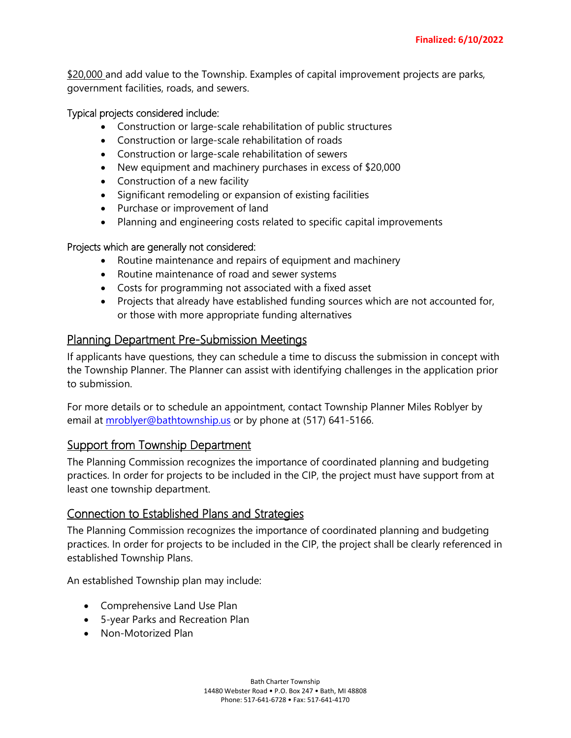Finalized: 6/10/2022

$20,000 and add value to the Township. Examples of capital improvement projects are parks, government facilities, roads, and sewers.

Typical projects considered include:

- Construction or large-scale rehabilitation of public structures
- Construction or large-scale rehabilitation of roads
- Construction or large-scale rehabilitation of sewers
- New equipment and machinery purchases in excess of $20,000
- Construction of a new facility
- Significant remodeling or expansion of existing facilities
- Purchase or improvement of land
- Planning and engineering costs related to specific capital improvements

Projects which are generally not considered:

- Routine maintenance and repairs of equipment and machinery
- Routine maintenance of road and sewer systems
- Costs for programming not associated with a fixed asset
- Projects that already have established funding sources which are not accounted for, or those with more appropriate funding alternatives

## Planning Department Pre-Submission Meetings

If applicants have questions, they can schedule a time to discuss the submission in concept with the Township Planner. The Planner can assist with identifying challenges in the application prior to submission.

For more details or to schedule an appointment, contact Township Planner Miles Roblyer by email at mroblyer@bathtownship.us or by phone at (517) 641-5166.

## Support from Township Department

The Planning Commission recognizes the importance of coordinated planning and budgeting practices. In order for projects to be included in the CIP, the project must have support from at least one township department.

## Connection to Established Plans and Strategies

The Planning Commission recognizes the importance of coordinated planning and budgeting practices. In order for projects to be included in the CIP, the project shall be clearly referenced in established Township Plans.

An established Township plan may include:

- Comprehensive Land Use Plan
- 5-year Parks and Recreation Plan
- Non-Motorized Plan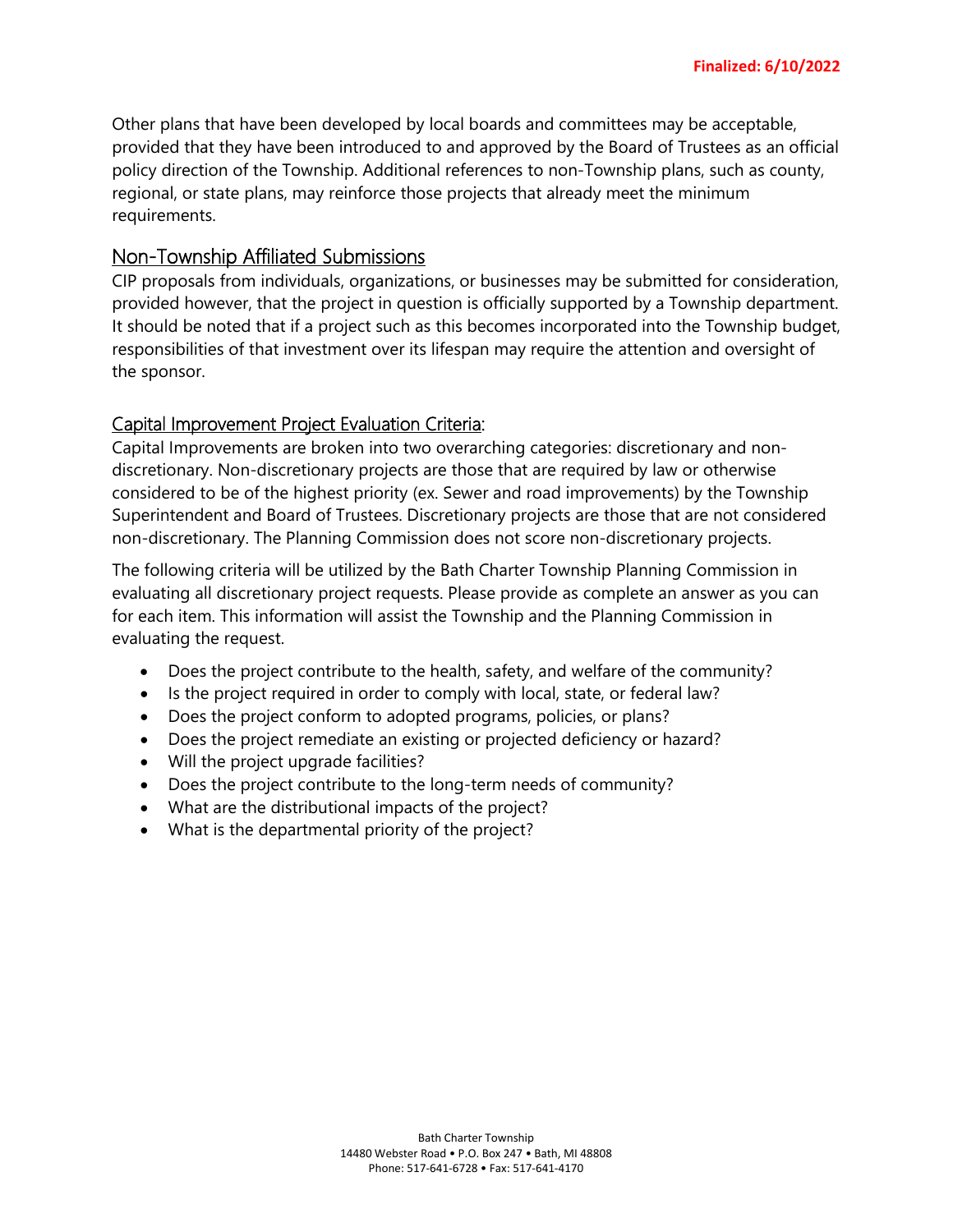**Finalized: 6/10/2022**

Other plans that have been developed by local boards and committees may be acceptable, provided that they have been introduced to and approved by the Board of Trustees as an official policy direction of the Township. Additional references to non-Township plans, such as county, regional, or state plans, may reinforce those projects that already meet the minimum requirements.

## Non-Township Affiliated Submissions

CIP proposals from individuals, organizations, or businesses may be submitted for consideration, provided however, that the project in question is officially supported by a Township department. It should be noted that if a project such as this becomes incorporated into the Township budget, responsibilities of that investment over its lifespan may require the attention and oversight of the sponsor.

## Capital Improvement Project Evaluation Criteria:

Capital Improvements are broken into two overarching categories: discretionary and non-discretionary. Non-discretionary projects are those that are required by law or otherwise considered to be of the highest priority (ex. Sewer and road improvements) by the Township Superintendent and Board of Trustees. Discretionary projects are those that are not considered non-discretionary. The Planning Commission does not score non-discretionary projects.

The following criteria will be utilized by the Bath Charter Township Planning Commission in evaluating all discretionary project requests. Please provide as complete an answer as you can for each item. This information will assist the Township and the Planning Commission in evaluating the request.

- Does the project contribute to the health, safety, and welfare of the community?
- Is the project required in order to comply with local, state, or federal law?
- Does the project conform to adopted programs, policies, or plans?
- Does the project remediate an existing or projected deficiency or hazard?
- Will the project upgrade facilities?
- Does the project contribute to the long-term needs of community?
- What are the distributional impacts of the project?
- What is the departmental priority of the project?